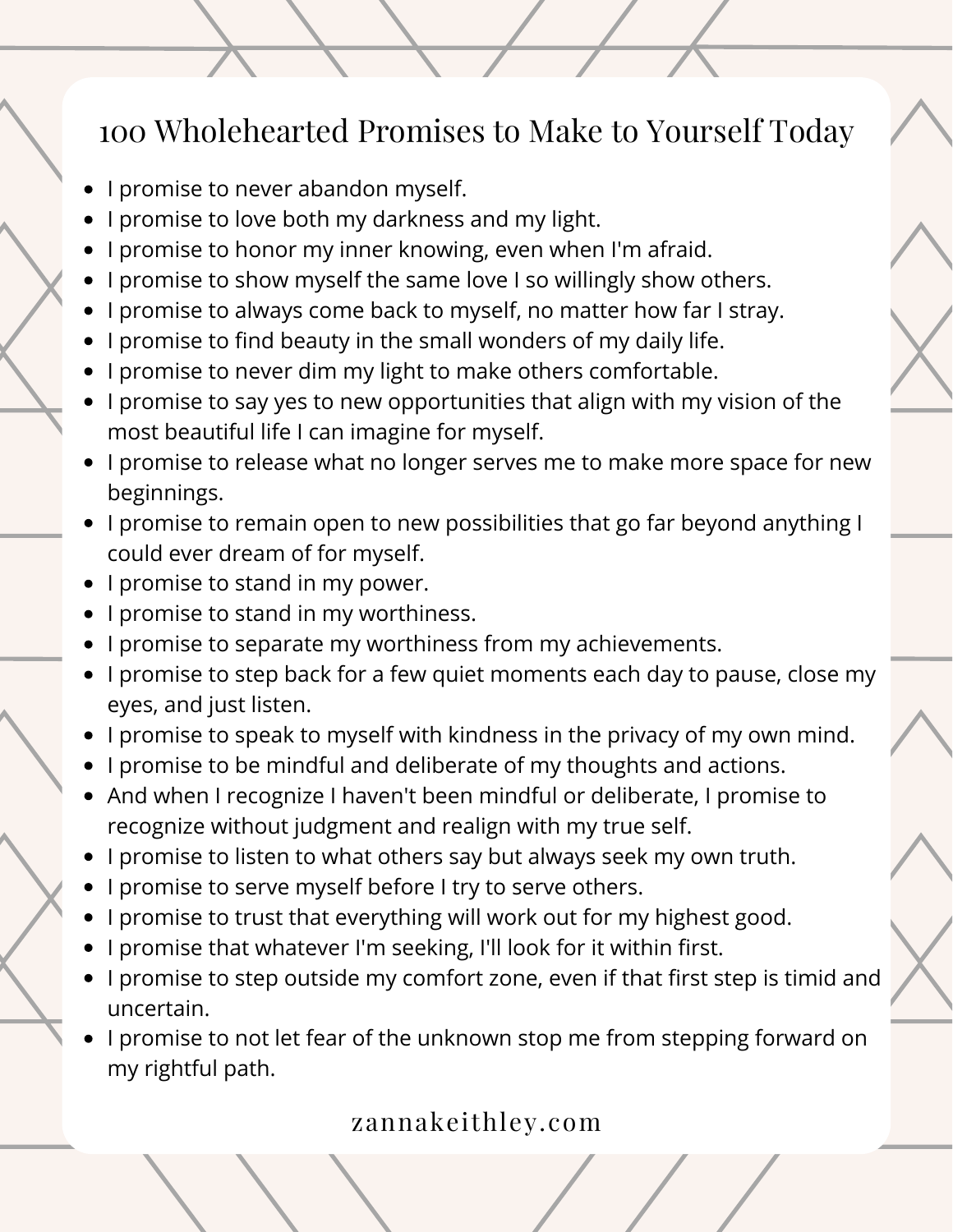# 100 Wholehearted Promises to Make to Yourself Today

- I promise to never abandon myself.
- I promise to love both my darkness and my light.
- I promise to honor my inner knowing, even when I'm afraid.
- I promise to show myself the same love I so willingly show others.
- I promise to always come back to myself, no matter how far I stray.
- I promise to find beauty in the small wonders of my daily life.
- I promise to never dim my light to make others comfortable.
- I promise to say yes to new opportunities that align with my vision of the most beautiful life I can imagine for myself.
- I promise to release what no longer serves me to make more space for new beginnings.
- I promise to remain open to new possibilities that go far beyond anything I could ever dream of for myself.
- I promise to stand in my power.
- I promise to stand in my worthiness.
- I promise to separate my worthiness from my achievements.
- I promise to step back for a few quiet moments each day to pause, close my eyes, and just listen.
- I promise to speak to myself with kindness in the privacy of my own mind.
- I promise to be mindful and deliberate of my thoughts and actions.
- And when I recognize I haven't been mindful or deliberate, I promise to recognize without judgment and realign with my true self.
- I promise to listen to what others say but always seek my own truth.
- I promise to serve myself before I try to serve others.
- I promise to trust that everything will work out for my highest good.
- I promise that whatever I'm seeking, I'll look for it within first.
- I promise to step outside my comfort zone, even if that first step is timid and uncertain.
- I promise to not let fear of the unknown stop me from stepping forward on my rightful path.

zannakeithley.com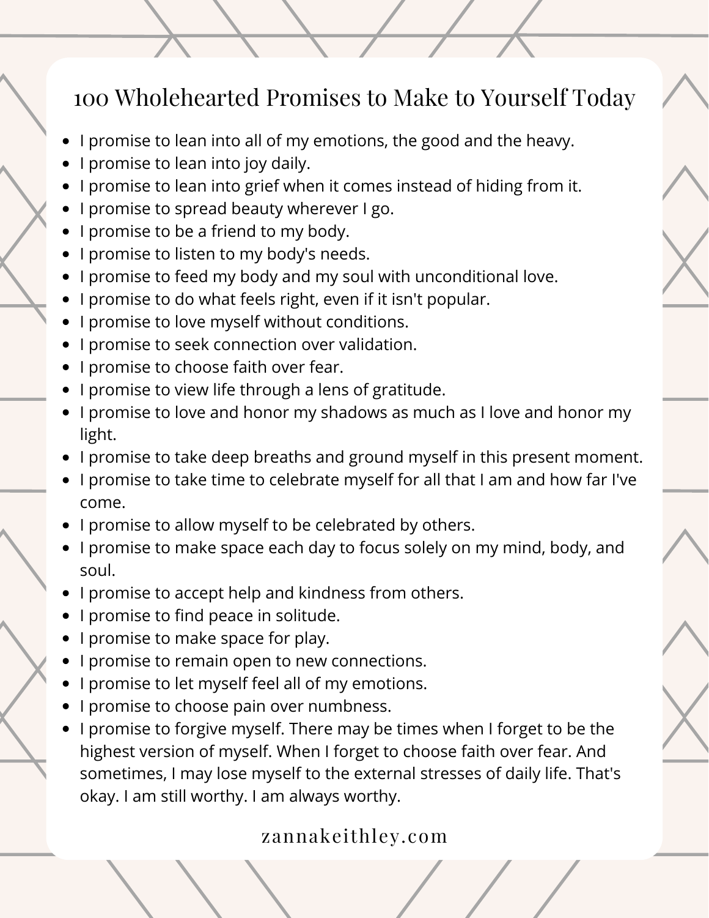# 100 Wholehearted Promises to Make to Yourself Today

- I promise to lean into all of my emotions, the good and the heavy.
- I promise to lean into joy daily.
- I promise to lean into grief when it comes instead of hiding from it.
- I promise to spread beauty wherever I go.
- I promise to be a friend to my body.
- I promise to listen to my body's needs.
- I promise to feed my body and my soul with unconditional love.
- I promise to do what feels right, even if it isn't popular.
- I promise to love myself without conditions.
- I promise to seek connection over validation.
- I promise to choose faith over fear.
- I promise to view life through a lens of gratitude.
- I promise to love and honor my shadows as much as I love and honor my light.
- I promise to take deep breaths and ground myself in this present moment.
- I promise to take time to celebrate myself for all that I am and how far I've come.
- I promise to allow myself to be celebrated by others.
- I promise to make space each day to focus solely on my mind, body, and soul.
- I promise to accept help and kindness from others.
- I promise to find peace in solitude.
- I promise to make space for play.
- I promise to remain open to new connections.
- I promise to let myself feel all of my emotions.
- I promise to choose pain over numbness.
- I promise to forgive myself. There may be times when I forget to be the highest version of myself. When I forget to choose faith over fear. And sometimes, I may lose myself to the external stresses of daily life. That's okay. I am still worthy. I am always worthy.

zannakeithley.com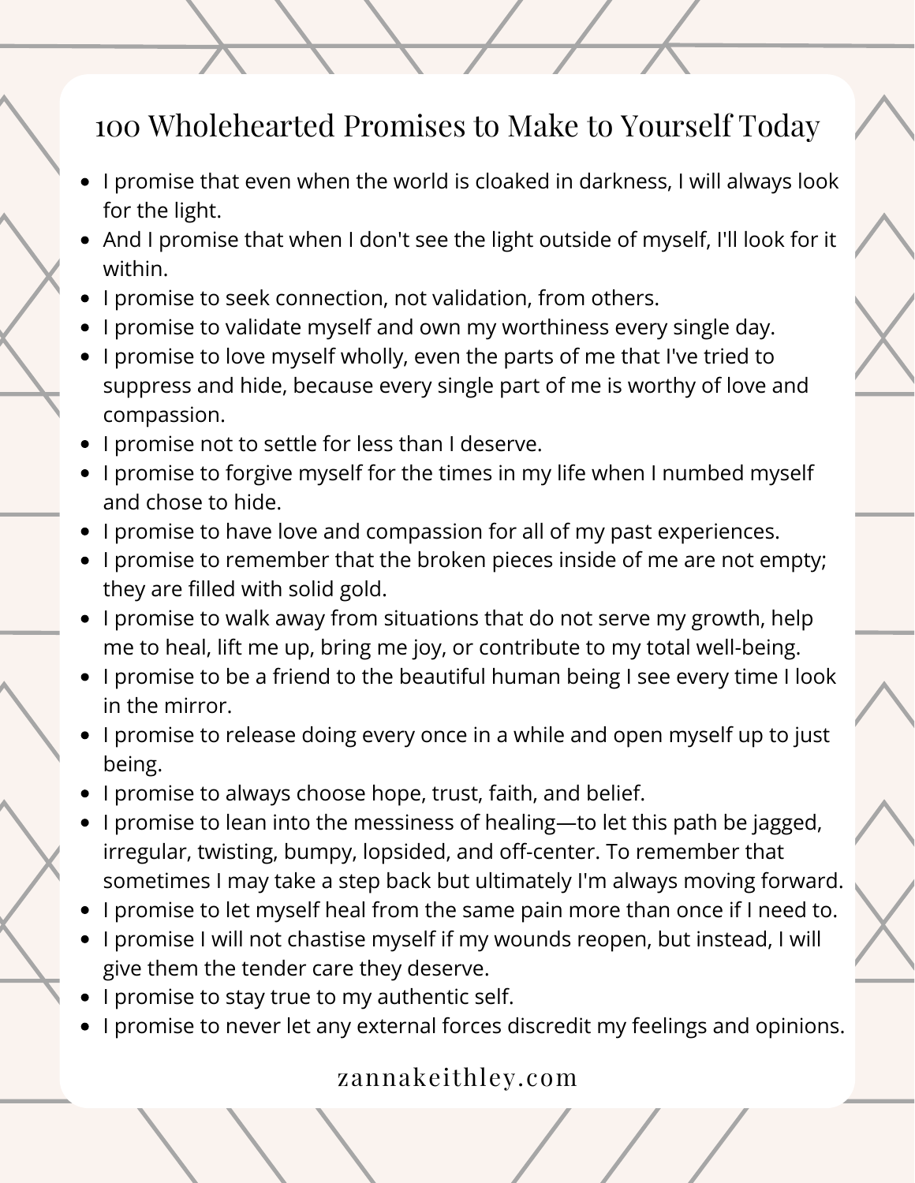# 100 Wholehearted Promises to Make to Yourself Today

- I promise that even when the world is cloaked in darkness, I will always look for the light.
- And I promise that when I don't see the light outside of myself, I'll look for it within.
- I promise to seek connection, not validation, from others.
- I promise to validate myself and own my worthiness every single day.
- I promise to love myself wholly, even the parts of me that I've tried to suppress and hide, because every single part of me is worthy of love and compassion.
- I promise not to settle for less than I deserve.
- I promise to forgive myself for the times in my life when I numbed myself and chose to hide.
- I promise to have love and compassion for all of my past experiences.
- I promise to remember that the broken pieces inside of me are not empty; they are filled with solid gold.
- I promise to walk away from situations that do not serve my growth, help me to heal, lift me up, bring me joy, or contribute to my total well-being.
- I promise to be a friend to the beautiful human being I see every time I look in the mirror.
- I promise to release doing every once in a while and open myself up to just being.
- I promise to always choose hope, trust, faith, and belief.
- I promise to lean into the messiness of healing—to let this path be jagged, irregular, twisting, bumpy, lopsided, and off-center. To remember that sometimes I may take a step back but ultimately I'm always moving forward.
- I promise to let myself heal from the same pain more than once if I need to.
- I promise I will not chastise myself if my wounds reopen, but instead, I will give them the tender care they deserve.
- I promise to stay true to my authentic self.
- I promise to never let any external forces discredit my feelings and opinions.

zannakeithley.com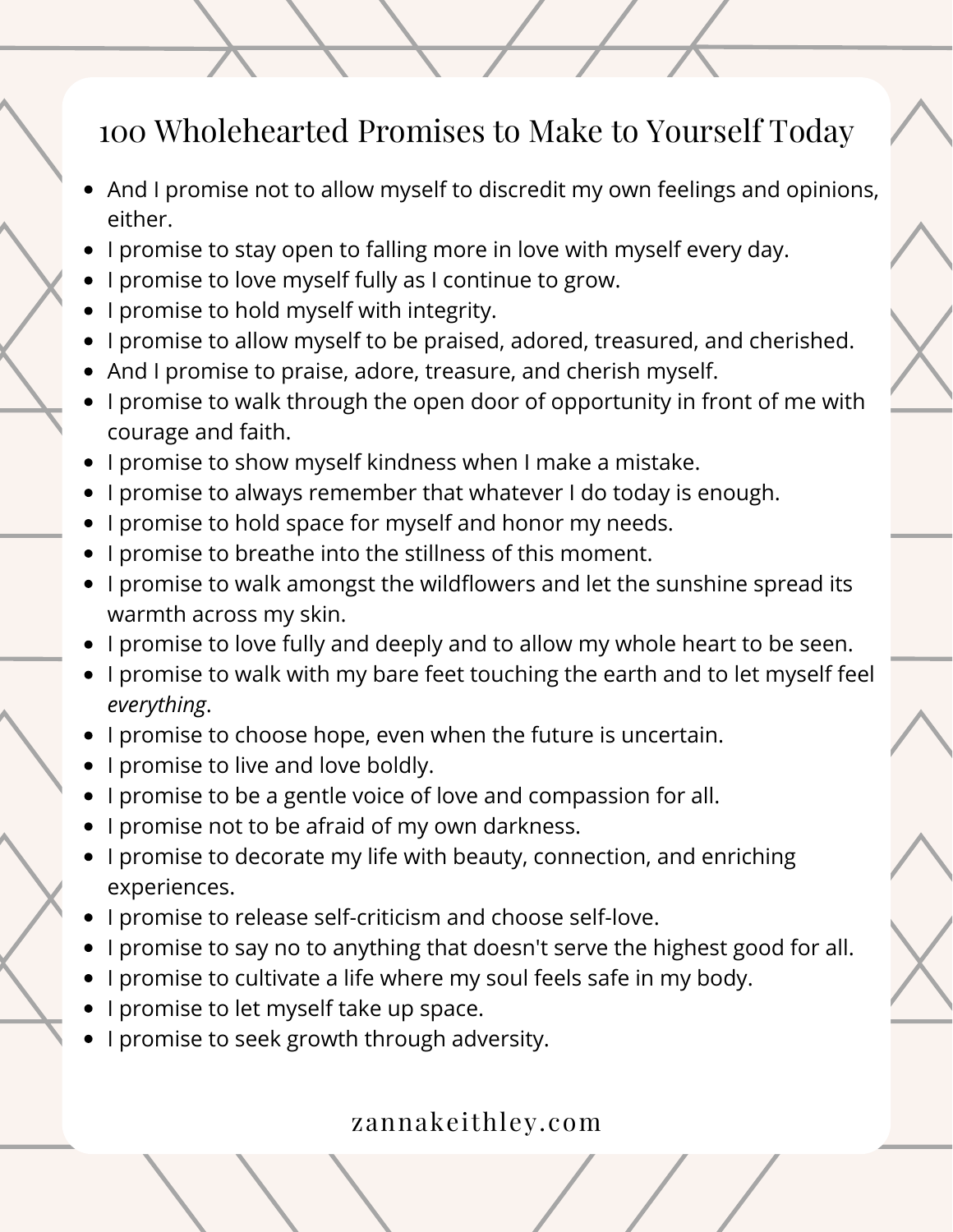# 100 Wholehearted Promises to Make to Yourself Today

- And I promise not to allow myself to discredit my own feelings and opinions, either.
- I promise to stay open to falling more in love with myself every day.
- I promise to love myself fully as I continue to grow.
- I promise to hold myself with integrity.
- I promise to allow myself to be praised, adored, treasured, and cherished.
- And I promise to praise, adore, treasure, and cherish myself.
- I promise to walk through the open door of opportunity in front of me with courage and faith.
- I promise to show myself kindness when I make a mistake.
- I promise to always remember that whatever I do today is enough.
- I promise to hold space for myself and honor my needs.
- I promise to breathe into the stillness of this moment.
- I promise to walk amongst the wildflowers and let the sunshine spread its warmth across my skin.
- I promise to love fully and deeply and to allow my whole heart to be seen.
- I promise to walk with my bare feet touching the earth and to let myself feel *everything*.
- I promise to choose hope, even when the future is uncertain.
- I promise to live and love boldly.
- I promise to be a gentle voice of love and compassion for all.
- I promise not to be afraid of my own darkness.
- I promise to decorate my life with beauty, connection, and enriching experiences.
- I promise to release self-criticism and choose self-love.
- I promise to say no to anything that doesn't serve the highest good for all.
- I promise to cultivate a life where my soul feels safe in my body.
- I promise to let myself take up space.
- I promise to seek growth through adversity.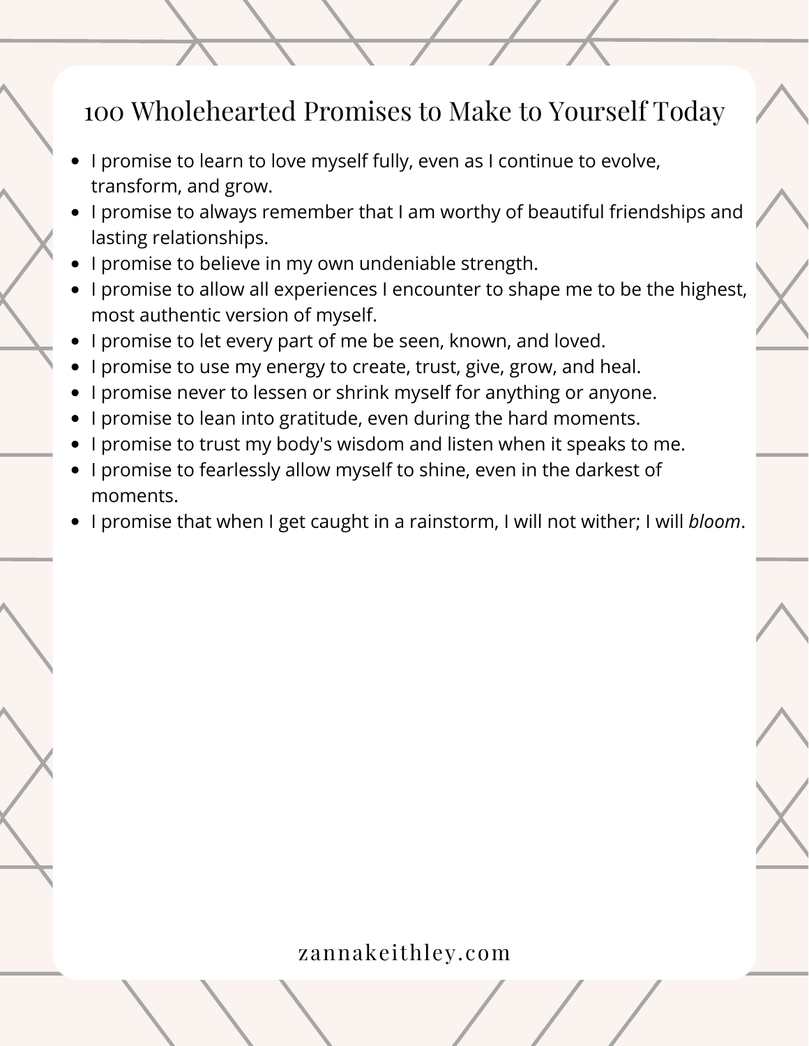# 100 Wholehearted Promises to Make to Yourself Today

- I promise to learn to love myself fully, even as I continue to evolve, transform, and grow.
- I promise to always remember that I am worthy of beautiful friendships and lasting relationships.
- I promise to believe in my own undeniable strength.
- I promise to allow all experiences I encounter to shape me to be the highest, most authentic version of myself.
- I promise to let every part of me be seen, known, and loved.
- I promise to use my energy to create, trust, give, grow, and heal.
- I promise never to lessen or shrink myself for anything or anyone.
- I promise to lean into gratitude, even during the hard moments.
- I promise to trust my body's wisdom and listen when it speaks to me.
- I promise to fearlessly allow myself to shine, even in the darkest of moments.
- I promise that when I get caught in a rainstorm, I will not wither; I will *bloom*.

zannakeithley.com